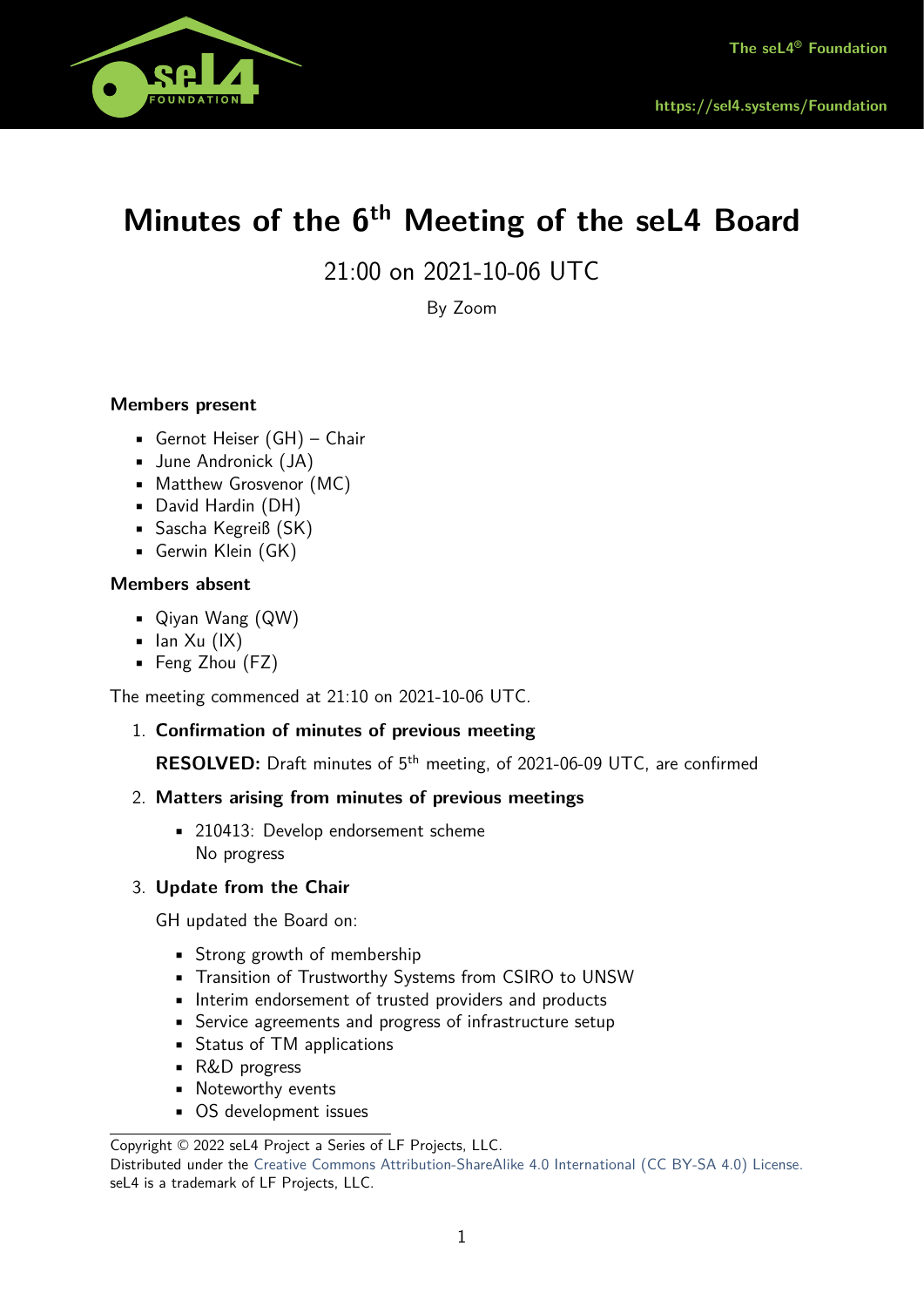# Minutes of the 6th Meeting of the seL4 Board

21:00 on 2021-10-06 UTC

By Zoom

**Members present**

- Gernot Heiser (GH) – Chair
- June Andronick (JA)
- Matthew Grosvenor (MC)
- David Hardin (DH)
- Sascha Kegreiß (SK)
- Gerwin Klein (GK)

**Members absent**

- Qiyan Wang (QW)
- Ian Xu (IX)
- Feng Zhou (FZ)

The meeting commenced at 21:10 on 2021-10-06 UTC.

1. **Confirmation of minutes of previous meeting**

   **RESOLVED:** Draft minutes of 5th meeting, of 2021-06-09 UTC, are confirmed

2. **Matters arising from minutes of previous meetings**

   - 210413: Develop endorsement scheme
     No progress

3. **Update from the Chair**

   GH updated the Board on:

   - Strong growth of membership
   - Transition of Trustworthy Systems from CSIRO to UNSW
   - Interim endorsement of trusted providers and products
   - Service agreements and progress of infrastructure setup
   - Status of TM applications
   - R&D progress
   - Noteworthy events
   - OS development issues

Copyright © 2022 seL4 Project a Series of LF Projects, LLC.
Distributed under the Creative Commons Attribution-ShareAlike 4.0 International (CC BY-SA 4.0) License.
seL4 is a trademark of LF Projects, LLC.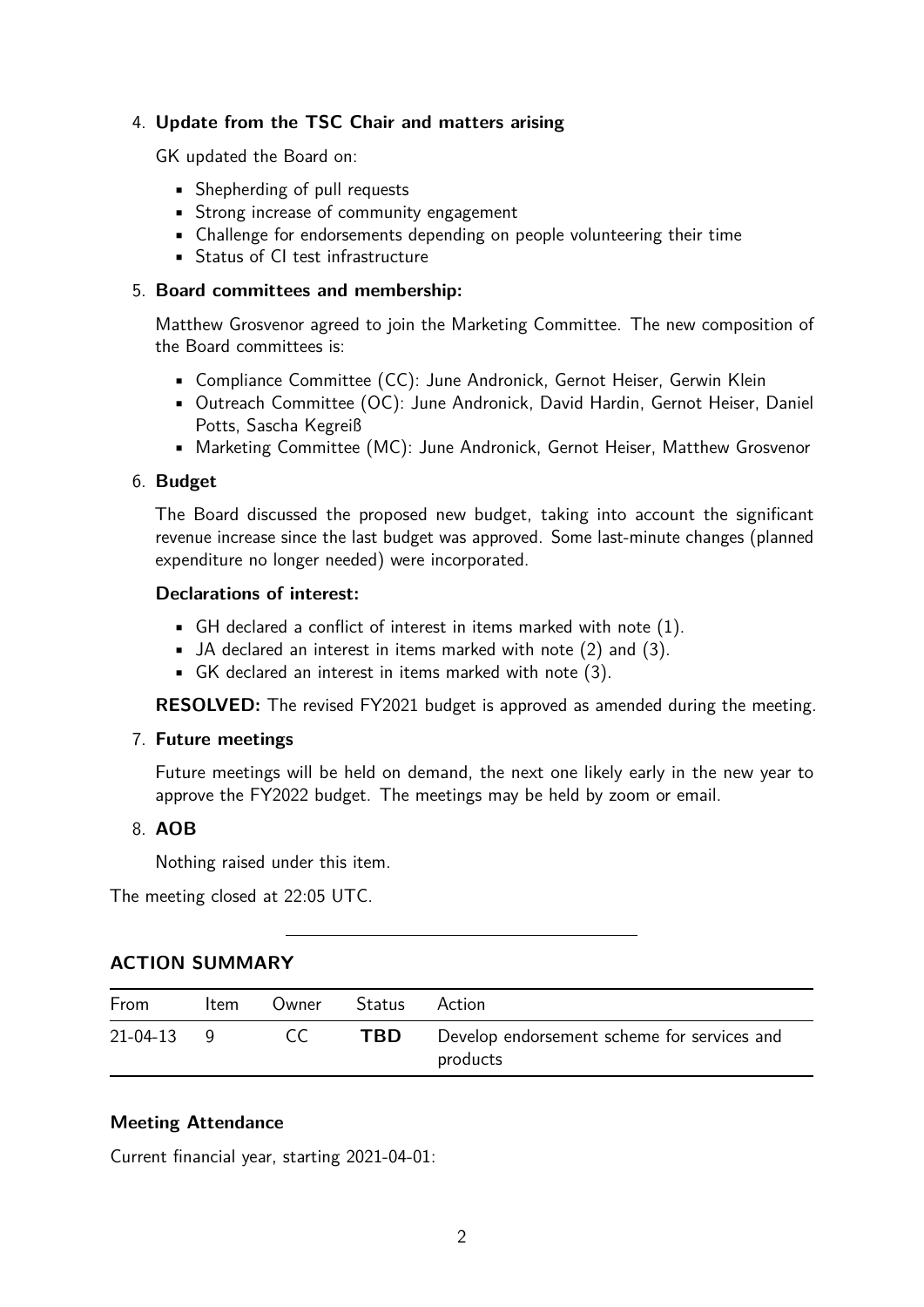4. **Update from the TSC Chair and matters arising**

   GK updated the Board on:

   - Shepherding of pull requests
   - Strong increase of community engagement
   - Challenge for endorsements depending on people volunteering their time
   - Status of CI test infrastructure

5. **Board committees and membership:**

   Matthew Grosvenor agreed to join the Marketing Committee. The new composition of the Board committees is:

   - Compliance Committee (CC): June Andronick, Gernot Heiser, Gerwin Klein
   - Outreach Committee (OC): June Andronick, David Hardin, Gernot Heiser, Daniel Potts, Sascha Kegreiß
   - Marketing Committee (MC): June Andronick, Gernot Heiser, Matthew Grosvenor

6. **Budget**

   The Board discussed the proposed new budget, taking into account the significant revenue increase since the last budget was approved. Some last-minute changes (planned expenditure no longer needed) were incorporated.

   **Declarations of interest:**

   - GH declared a conflict of interest in items marked with note (1).
   - JA declared an interest in items marked with note (2) and (3).
   - GK declared an interest in items marked with note (3).

   **RESOLVED:** The revised FY2021 budget is approved as amended during the meeting.

7. **Future meetings**

   Future meetings will be held on demand, the next one likely early in the new year to approve the FY2022 budget. The meetings may be held by zoom or email.

8. **AOB**

   Nothing raised under this item.

The meeting closed at 22:05 UTC.

---

## ACTION SUMMARY

| From | Item | Owner | Status | Action |
|---|---|---|---|---|
| 21-04-13 | 9 | CC | **TBD** | Develop endorsement scheme for services and products |

### Meeting Attendance

Current financial year, starting 2021-04-01: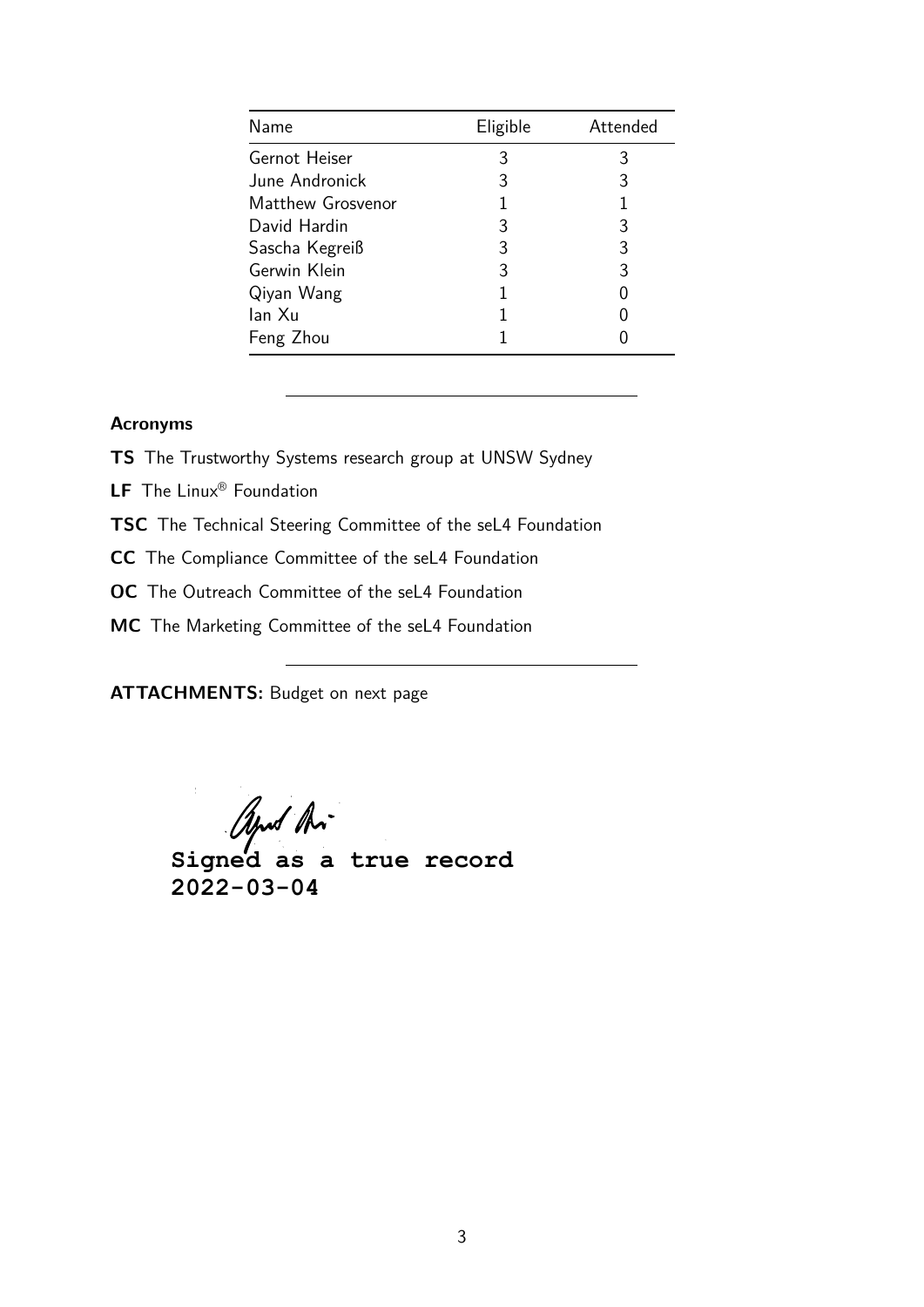| Name | Eligible | Attended |
|---|---|---|
| Gernot Heiser | 3 | 3 |
| June Andronick | 3 | 3 |
| Matthew Grosvenor | 1 | 1 |
| David Hardin | 3 | 3 |
| Sascha Kegreiß | 3 | 3 |
| Gerwin Klein | 3 | 3 |
| Qiyan Wang | 1 | 0 |
| Ian Xu | 1 | 0 |
| Feng Zhou | 1 | 0 |

---

**Acronyms**

**TS** The Trustworthy Systems research group at UNSW Sydney

**LF** The Linux® Foundation

**TSC** The Technical Steering Committee of the seL4 Foundation

**CC** The Compliance Committee of the seL4 Foundation

**OC** The Outreach Committee of the seL4 Foundation

**MC** The Marketing Committee of the seL4 Foundation

---

**ATTACHMENTS:** Budget on next page

**Signed as a true record**
**2022-03-04**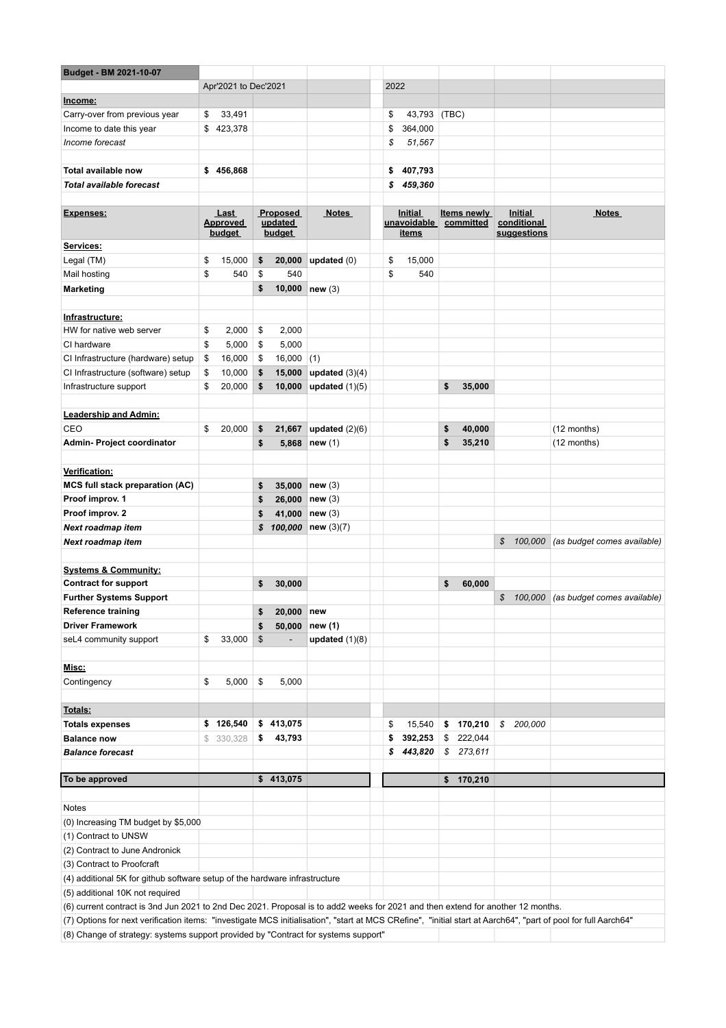| Budget - BM 2021-10-07 | | | | | | | | |
|---|---|---|---|---|---|---|---|---|
| | Apr'2021 to Dec'2021 | | | | 2022 | | | |
| **Income:** | | | | | | | | |
| Carry-over from previous year | $ 33,491 | | | | $ 43,793 | (TBC) | | |
| Income to date this year | $ 423,378 | | | | $ 364,000 | | | |
| *Income forecast* | | | | | *$ 51,567* | | | |
| | | | | | | | | |
| **Total available now** | **$ 456,868** | | | | **$ 407,793** | | | |
| ***Total available forecast*** | | | | | ***$ 459,360*** | | | |
| | | | | | | | | |
| **Expenses:** | **Last Approved budget** | **Proposed updated budget** | **Notes** | | **Initial unavoidable items** | **Items newly committed** | **Initial conditional suggestions** | **Notes** |
| **Services:** | | | | | | | | |
| Legal (TM) | $ 15,000 | **$ 20,000** | **updated** (0) | | $ 15,000 | | | |
| Mail hosting | $ 540 | $ 540 | | | $ 540 | | | |
| **Marketing** | | **$ 10,000** | **new** (3) | | | | | |
| | | | | | | | | |
| **Infrastructure:** | | | | | | | | |
| HW for native web server | $ 2,000 | $ 2,000 | | | | | | |
| CI hardware | $ 5,000 | $ 5,000 | | | | | | |
| CI Infrastructure (hardware) setup | $ 16,000 | $ 16,000 | (1) | | | | | |
| CI Infrastructure (software) setup | $ 10,000 | **$ 15,000** | **updated** (3)(4) | | | | | |
| Infrastructure support | $ 20,000 | **$ 10,000** | **updated** (1)(5) | | | **$ 35,000** | | |
| | | | | | | | | |
| **Leadership and Admin:** | | | | | | | | |
| CEO | $ 20,000 | **$ 21,667** | **updated** (2)(6) | | | **$ 40,000** | | (12 months) |
| **Admin- Project coordinator** | | **$ 5,868** | **new** (1) | | | **$ 35,210** | | (12 months) |
| | | | | | | | | |
| **Verification:** | | | | | | | | |
| **MCS full stack preparation (AC)** | | **$ 35,000** | **new** (3) | | | | | |
| **Proof improv. 1** | | **$ 26,000** | **new** (3) | | | | | |
| **Proof improv. 2** | | **$ 41,000** | **new** (3) | | | | | |
| ***Next roadmap item*** | | ***$ 100,000*** | **new** (3)(7) | | | | | |
| ***Next roadmap item*** | | | | | | | *$ 100,000* | *(as budget comes available)* |
| | | | | | | | | |
| **Systems & Community:** | | | | | | | | |
| **Contract for support** | | **$ 30,000** | | | | **$ 60,000** | | |
| **Further Systems Support** | | | | | | | *$ 100,000* | *(as budget comes available)* |
| **Reference training** | | **$ 20,000** | **new** | | | | | |
| **Driver Framework** | | **$ 50,000** | **new (1)** | | | | | |
| seL4 community support | $ 33,000 | $ - | **updated** (1)(8) | | | | | |
| | | | | | | | | |
| **Misc:** | | | | | | | | |
| Contingency | $ 5,000 | $ 5,000 | | | | | | |
| | | | | | | | | |
| **Totals:** | | | | | | | | |
| **Totals expenses** | **$ 126,540** | **$ 413,075** | | | $ 15,540 | **$ 170,210** | *$ 200,000* | |
| **Balance now** | $ 330,328 | **$ 43,793** | | | **$ 392,253** | $ 222,044 | | |
| ***Balance forecast*** | | | | | ***$ 443,820*** | *$ 273,611* | | |
| | | | | | | | | |
| **To be approved** | | **$ 413,075** | | | | **$ 170,210** | | |

Notes

(0) Increasing TM budget by $5,000

(1) Contract to UNSW

(2) Contract to June Andronick

(3) Contract to Proofcraft

(4) additional 5K for github software setup of the hardware infrastructure

(5) additional 10K not required

(6) current contract is 3nd Jun 2021 to 2nd Dec 2021. Proposal is to add2 weeks for 2021 and then extend for another 12 months.

(7) Options for next verification items: "investigate MCS initialisation", "start at MCS CRefine", "initial start at Aarch64", "part of pool for full Aarch64"

(8) Change of strategy: systems support provided by "Contract for systems support"